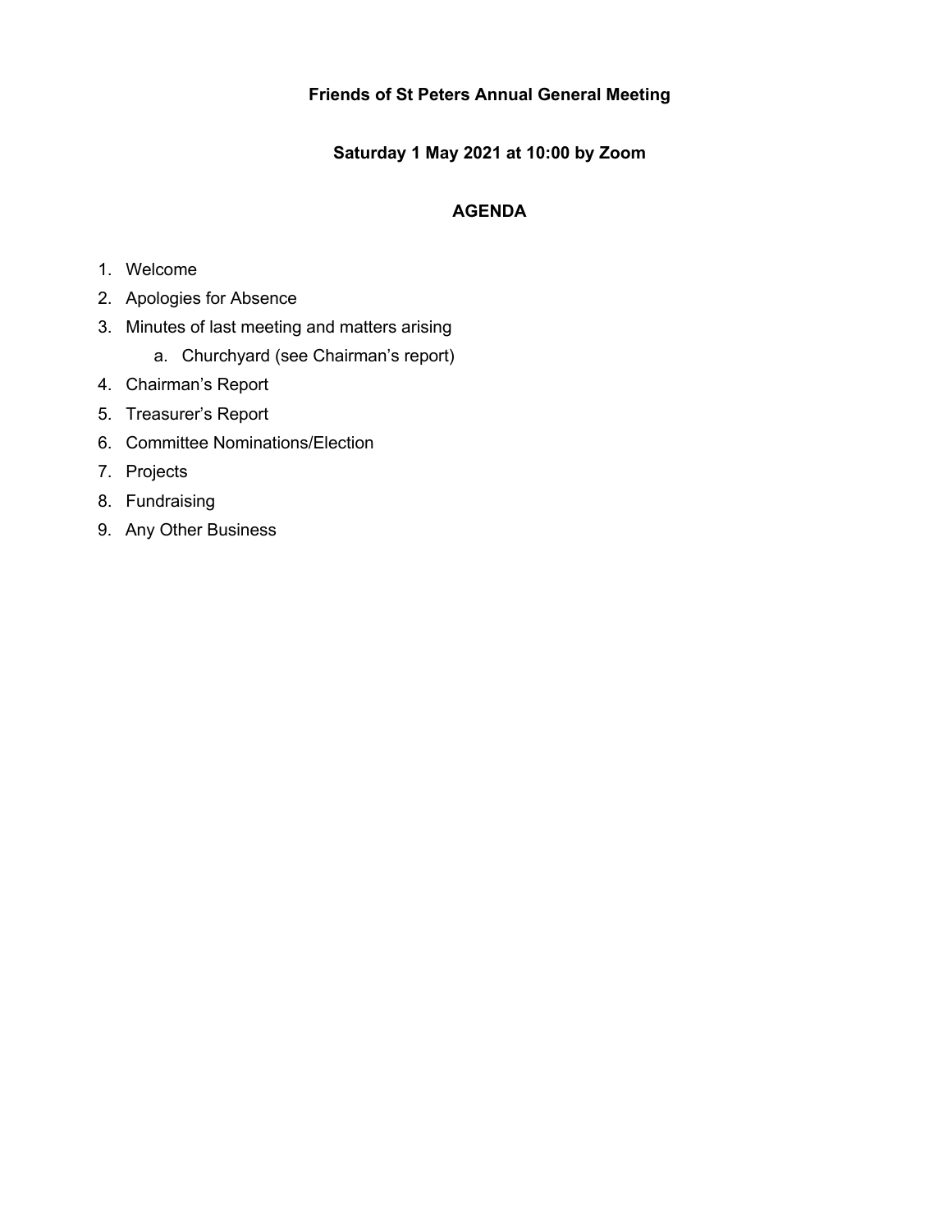**Friends of St Peters Annual General Meeting**

**Saturday 1 May 2021 at 10:00 by Zoom**

**AGENDA**

1. Welcome
2. Apologies for Absence
3. Minutes of last meeting and matters arising
    a. Churchyard (see Chairman's report)
4. Chairman's Report
5. Treasurer's Report
6. Committee Nominations/Election
7. Projects
8. Fundraising
9. Any Other Business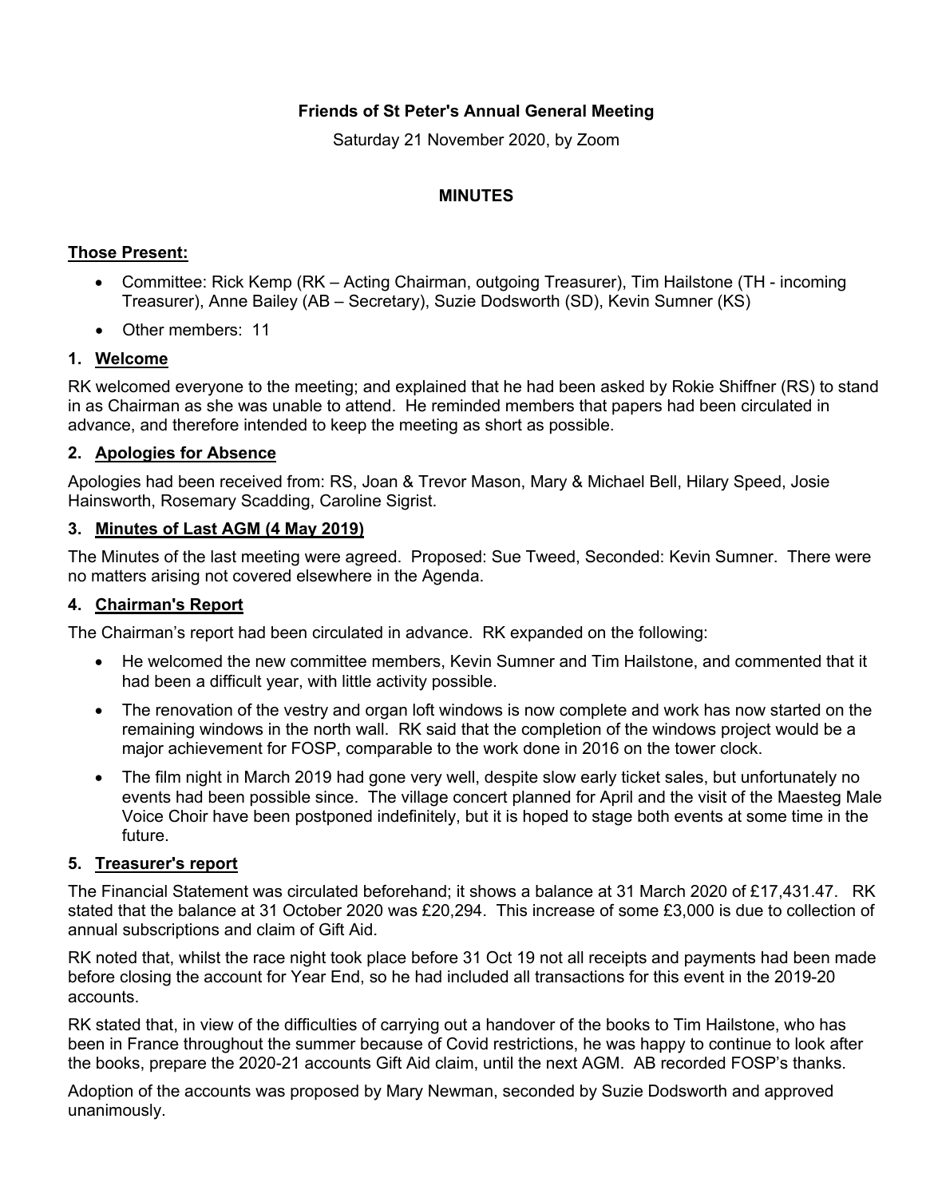**Friends of St Peter's Annual General Meeting**

Saturday 21 November 2020, by Zoom

**MINUTES**

## Those Present:

- Committee: Rick Kemp (RK – Acting Chairman, outgoing Treasurer), Tim Hailstone (TH - incoming Treasurer), Anne Bailey (AB – Secretary), Suzie Dodsworth (SD), Kevin Sumner (KS)
- Other members: 11

## 1. Welcome

RK welcomed everyone to the meeting; and explained that he had been asked by Rokie Shiffner (RS) to stand in as Chairman as she was unable to attend. He reminded members that papers had been circulated in advance, and therefore intended to keep the meeting as short as possible.

## 2. Apologies for Absence

Apologies had been received from: RS, Joan & Trevor Mason, Mary & Michael Bell, Hilary Speed, Josie Hainsworth, Rosemary Scadding, Caroline Sigrist.

## 3. Minutes of Last AGM (4 May 2019)

The Minutes of the last meeting were agreed. Proposed: Sue Tweed, Seconded: Kevin Sumner. There were no matters arising not covered elsewhere in the Agenda.

## 4. Chairman's Report

The Chairman's report had been circulated in advance. RK expanded on the following:

- He welcomed the new committee members, Kevin Sumner and Tim Hailstone, and commented that it had been a difficult year, with little activity possible.
- The renovation of the vestry and organ loft windows is now complete and work has now started on the remaining windows in the north wall. RK said that the completion of the windows project would be a major achievement for FOSP, comparable to the work done in 2016 on the tower clock.
- The film night in March 2019 had gone very well, despite slow early ticket sales, but unfortunately no events had been possible since. The village concert planned for April and the visit of the Maesteg Male Voice Choir have been postponed indefinitely, but it is hoped to stage both events at some time in the future.

## 5. Treasurer's report

The Financial Statement was circulated beforehand; it shows a balance at 31 March 2020 of £17,431.47. RK stated that the balance at 31 October 2020 was £20,294. This increase of some £3,000 is due to collection of annual subscriptions and claim of Gift Aid.

RK noted that, whilst the race night took place before 31 Oct 19 not all receipts and payments had been made before closing the account for Year End, so he had included all transactions for this event in the 2019-20 accounts.

RK stated that, in view of the difficulties of carrying out a handover of the books to Tim Hailstone, who has been in France throughout the summer because of Covid restrictions, he was happy to continue to look after the books, prepare the 2020-21 accounts Gift Aid claim, until the next AGM. AB recorded FOSP's thanks.

Adoption of the accounts was proposed by Mary Newman, seconded by Suzie Dodsworth and approved unanimously.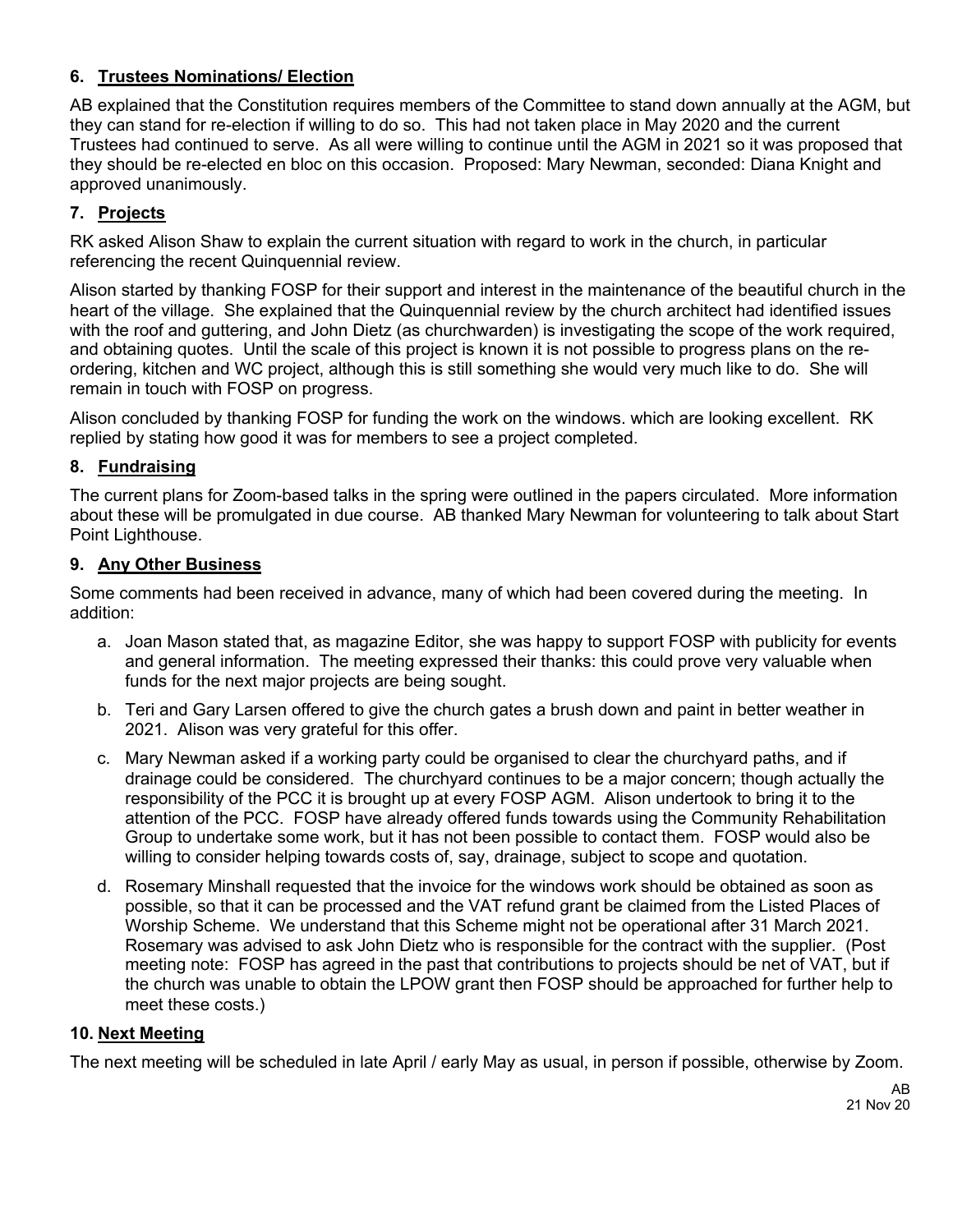## 6. Trustees Nominations/ Election

AB explained that the Constitution requires members of the Committee to stand down annually at the AGM, but they can stand for re-election if willing to do so. This had not taken place in May 2020 and the current Trustees had continued to serve. As all were willing to continue until the AGM in 2021 so it was proposed that they should be re-elected en bloc on this occasion. Proposed: Mary Newman, seconded: Diana Knight and approved unanimously.

## 7. Projects

RK asked Alison Shaw to explain the current situation with regard to work in the church, in particular referencing the recent Quinquennial review.

Alison started by thanking FOSP for their support and interest in the maintenance of the beautiful church in the heart of the village. She explained that the Quinquennial review by the church architect had identified issues with the roof and guttering, and John Dietz (as churchwarden) is investigating the scope of the work required, and obtaining quotes. Until the scale of this project is known it is not possible to progress plans on the re-ordering, kitchen and WC project, although this is still something she would very much like to do. She will remain in touch with FOSP on progress.

Alison concluded by thanking FOSP for funding the work on the windows. which are looking excellent. RK replied by stating how good it was for members to see a project completed.

## 8. Fundraising

The current plans for Zoom-based talks in the spring were outlined in the papers circulated. More information about these will be promulgated in due course. AB thanked Mary Newman for volunteering to talk about Start Point Lighthouse.

## 9. Any Other Business

Some comments had been received in advance, many of which had been covered during the meeting. In addition:

a. Joan Mason stated that, as magazine Editor, she was happy to support FOSP with publicity for events and general information. The meeting expressed their thanks: this could prove very valuable when funds for the next major projects are being sought.

b. Teri and Gary Larsen offered to give the church gates a brush down and paint in better weather in 2021. Alison was very grateful for this offer.

c. Mary Newman asked if a working party could be organised to clear the churchyard paths, and if drainage could be considered. The churchyard continues to be a major concern; though actually the responsibility of the PCC it is brought up at every FOSP AGM. Alison undertook to bring it to the attention of the PCC. FOSP have already offered funds towards using the Community Rehabilitation Group to undertake some work, but it has not been possible to contact them. FOSP would also be willing to consider helping towards costs of, say, drainage, subject to scope and quotation.

d. Rosemary Minshall requested that the invoice for the windows work should be obtained as soon as possible, so that it can be processed and the VAT refund grant be claimed from the Listed Places of Worship Scheme. We understand that this Scheme might not be operational after 31 March 2021. Rosemary was advised to ask John Dietz who is responsible for the contract with the supplier. (Post meeting note: FOSP has agreed in the past that contributions to projects should be net of VAT, but if the church was unable to obtain the LPOW grant then FOSP should be approached for further help to meet these costs.)

## 10. Next Meeting

The next meeting will be scheduled in late April / early May as usual, in person if possible, otherwise by Zoom.

AB
21 Nov 20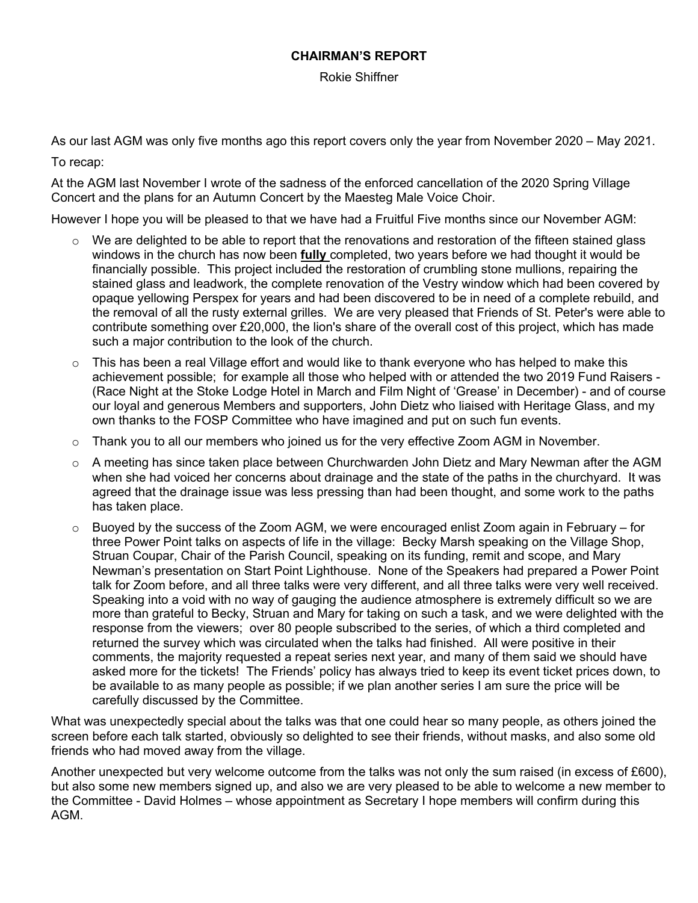# CHAIRMAN'S REPORT

Rokie Shiffner

As our last AGM was only five months ago this report covers only the year from November 2020 – May 2021.

To recap:

At the AGM last November I wrote of the sadness of the enforced cancellation of the 2020 Spring Village Concert and the plans for an Autumn Concert by the Maesteg Male Voice Choir.

However I hope you will be pleased to that we have had a Fruitful Five months since our November AGM:

- We are delighted to be able to report that the renovations and restoration of the fifteen stained glass windows in the church has now been **fully** completed, two years before we had thought it would be financially possible. This project included the restoration of crumbling stone mullions, repairing the stained glass and leadwork, the complete renovation of the Vestry window which had been covered by opaque yellowing Perspex for years and had been discovered to be in need of a complete rebuild, and the removal of all the rusty external grilles. We are very pleased that Friends of St. Peter's were able to contribute something over £20,000, the lion's share of the overall cost of this project, which has made such a major contribution to the look of the church.
- This has been a real Village effort and would like to thank everyone who has helped to make this achievement possible; for example all those who helped with or attended the two 2019 Fund Raisers - (Race Night at the Stoke Lodge Hotel in March and Film Night of 'Grease' in December) - and of course our loyal and generous Members and supporters, John Dietz who liaised with Heritage Glass, and my own thanks to the FOSP Committee who have imagined and put on such fun events.
- Thank you to all our members who joined us for the very effective Zoom AGM in November.
- A meeting has since taken place between Churchwarden John Dietz and Mary Newman after the AGM when she had voiced her concerns about drainage and the state of the paths in the churchyard. It was agreed that the drainage issue was less pressing than had been thought, and some work to the paths has taken place.
- Buoyed by the success of the Zoom AGM, we were encouraged enlist Zoom again in February – for three Power Point talks on aspects of life in the village: Becky Marsh speaking on the Village Shop, Struan Coupar, Chair of the Parish Council, speaking on its funding, remit and scope, and Mary Newman's presentation on Start Point Lighthouse. None of the Speakers had prepared a Power Point talk for Zoom before, and all three talks were very different, and all three talks were very well received. Speaking into a void with no way of gauging the audience atmosphere is extremely difficult so we are more than grateful to Becky, Struan and Mary for taking on such a task, and we were delighted with the response from the viewers; over 80 people subscribed to the series, of which a third completed and returned the survey which was circulated when the talks had finished. All were positive in their comments, the majority requested a repeat series next year, and many of them said we should have asked more for the tickets! The Friends' policy has always tried to keep its event ticket prices down, to be available to as many people as possible; if we plan another series I am sure the price will be carefully discussed by the Committee.

What was unexpectedly special about the talks was that one could hear so many people, as others joined the screen before each talk started, obviously so delighted to see their friends, without masks, and also some old friends who had moved away from the village.

Another unexpected but very welcome outcome from the talks was not only the sum raised (in excess of £600), but also some new members signed up, and also we are very pleased to be able to welcome a new member to the Committee - David Holmes – whose appointment as Secretary I hope members will confirm during this AGM.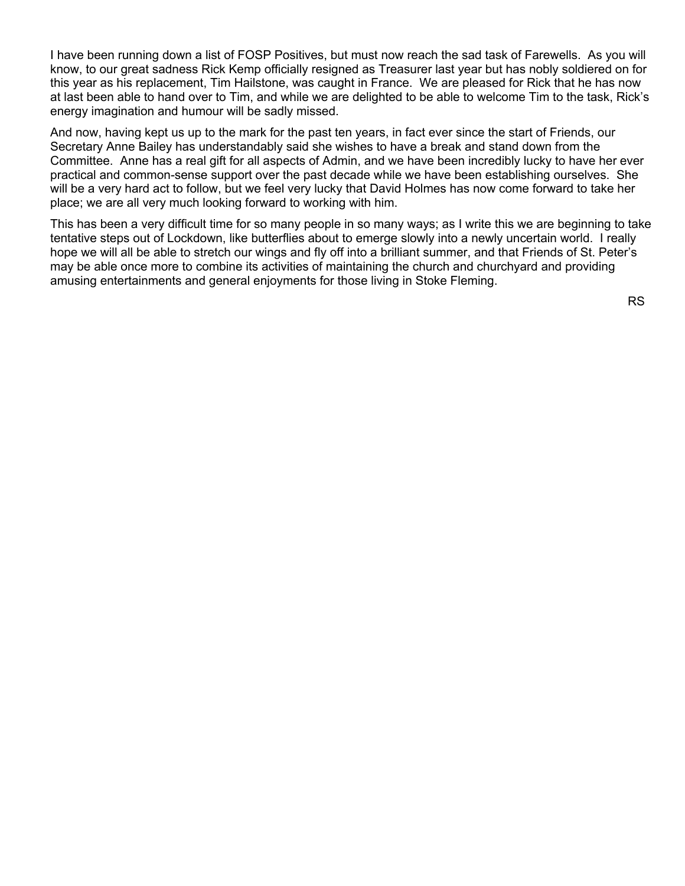I have been running down a list of FOSP Positives, but must now reach the sad task of Farewells. As you will know, to our great sadness Rick Kemp officially resigned as Treasurer last year but has nobly soldiered on for this year as his replacement, Tim Hailstone, was caught in France. We are pleased for Rick that he has now at last been able to hand over to Tim, and while we are delighted to be able to welcome Tim to the task, Rick's energy imagination and humour will be sadly missed.

And now, having kept us up to the mark for the past ten years, in fact ever since the start of Friends, our Secretary Anne Bailey has understandably said she wishes to have a break and stand down from the Committee. Anne has a real gift for all aspects of Admin, and we have been incredibly lucky to have her ever practical and common-sense support over the past decade while we have been establishing ourselves. She will be a very hard act to follow, but we feel very lucky that David Holmes has now come forward to take her place; we are all very much looking forward to working with him.

This has been a very difficult time for so many people in so many ways; as I write this we are beginning to take tentative steps out of Lockdown, like butterflies about to emerge slowly into a newly uncertain world. I really hope we will all be able to stretch our wings and fly off into a brilliant summer, and that Friends of St. Peter's may be able once more to combine its activities of maintaining the church and churchyard and providing amusing entertainments and general enjoyments for those living in Stoke Fleming.

RS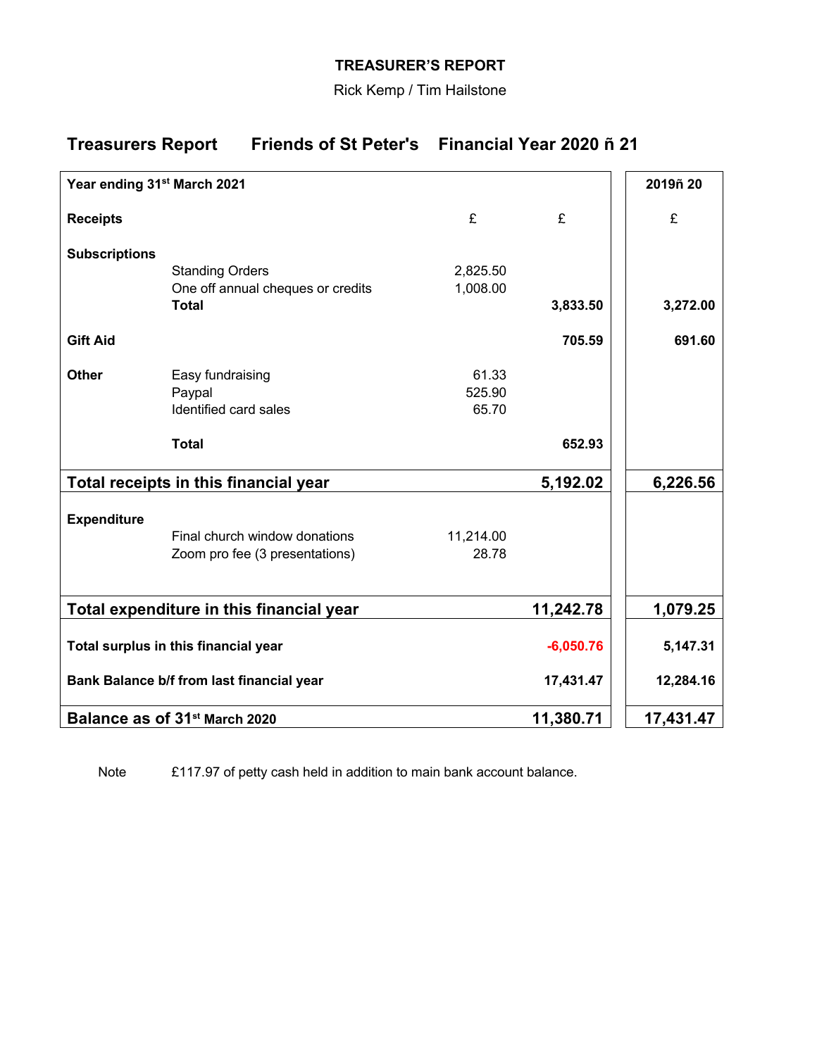**TREASURER'S REPORT**

Rick Kemp / Tim Hailstone

## Treasurers Report Friends of St Peter's Financial Year 2020 ñ 21

| **Year ending 31st March 2021** | | | | **2019ñ 20** |
|---|---|---|---|---|
| **Receipts** | | £ | £ | £ |
| **Subscriptions** | | | | |
| | Standing Orders | 2,825.50 | | |
| | One off annual cheques or credits | 1,008.00 | | |
| | **Total** | | **3,833.50** | **3,272.00** |
| **Gift Aid** | | | **705.59** | **691.60** |
| **Other** | Easy fundraising | 61.33 | | |
| | Paypal | 525.90 | | |
| | Identified card sales | 65.70 | | |
| | **Total** | | **652.93** | |
| **Total receipts in this financial year** | | | **5,192.02** | **6,226.56** |
| **Expenditure** | | | | |
| | Final church window donations | 11,214.00 | | |
| | Zoom pro fee (3 presentations) | 28.78 | | |
| **Total expenditure in this financial year** | | | **11,242.78** | **1,079.25** |
| **Total surplus in this financial year** | | | **-6,050.76** | **5,147.31** |
| **Bank Balance b/f from last financial year** | | | **17,431.47** | **12,284.16** |
| **Balance as of 31st March 2020** | | | **11,380.71** | **17,431.47** |

Note £117.97 of petty cash held in addition to main bank account balance.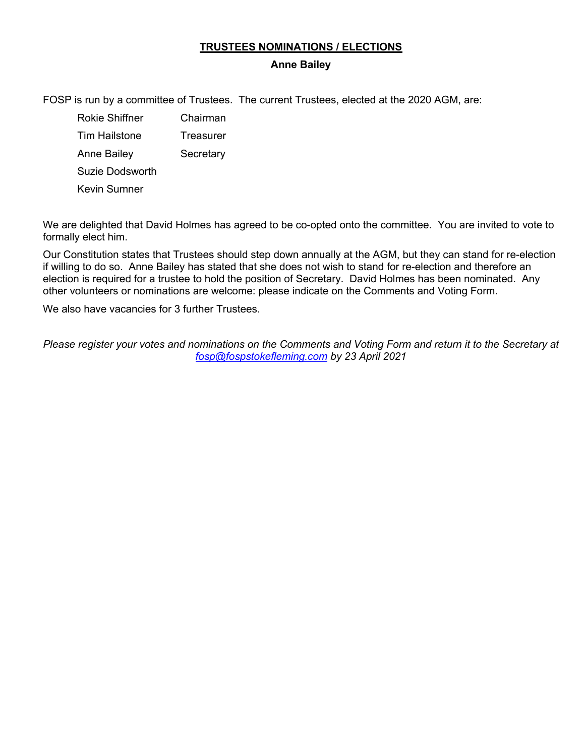## **TRUSTEES NOMINATIONS / ELECTIONS**

**Anne Bailey**

FOSP is run by a committee of Trustees. The current Trustees, elected at the 2020 AGM, are:

| | |
|---|---|
| Rokie Shiffner | Chairman |
| Tim Hailstone | Treasurer |
| Anne Bailey | Secretary |
| Suzie Dodsworth | |
| Kevin Sumner | |

We are delighted that David Holmes has agreed to be co-opted onto the committee. You are invited to vote to formally elect him.

Our Constitution states that Trustees should step down annually at the AGM, but they can stand for re-election if willing to do so. Anne Bailey has stated that she does not wish to stand for re-election and therefore an election is required for a trustee to hold the position of Secretary. David Holmes has been nominated. Any other volunteers or nominations are welcome: please indicate on the Comments and Voting Form.

We also have vacancies for 3 further Trustees.

*Please register your votes and nominations on the Comments and Voting Form and return it to the Secretary at fosp@fospstokefleming.com by 23 April 2021*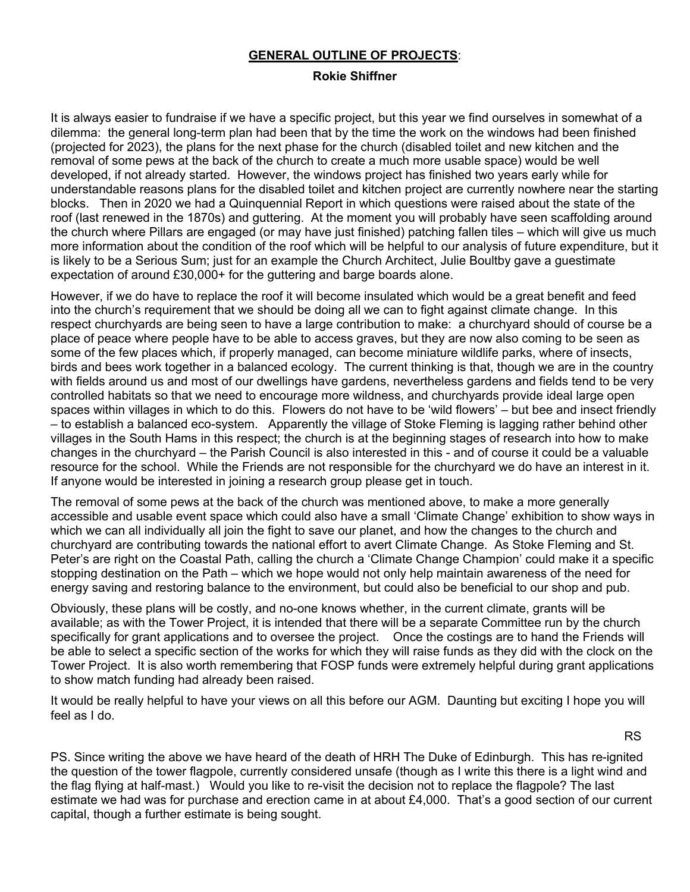## **GENERAL OUTLINE OF PROJECTS**:

**Rokie Shiffner**

It is always easier to fundraise if we have a specific project, but this year we find ourselves in somewhat of a dilemma: the general long-term plan had been that by the time the work on the windows had been finished (projected for 2023), the plans for the next phase for the church (disabled toilet and new kitchen and the removal of some pews at the back of the church to create a much more usable space) would be well developed, if not already started. However, the windows project has finished two years early while for understandable reasons plans for the disabled toilet and kitchen project are currently nowhere near the starting blocks. Then in 2020 we had a Quinquennial Report in which questions were raised about the state of the roof (last renewed in the 1870s) and guttering. At the moment you will probably have seen scaffolding around the church where Pillars are engaged (or may have just finished) patching fallen tiles – which will give us much more information about the condition of the roof which will be helpful to our analysis of future expenditure, but it is likely to be a Serious Sum; just for an example the Church Architect, Julie Boultby gave a guestimate expectation of around £30,000+ for the guttering and barge boards alone.

However, if we do have to replace the roof it will become insulated which would be a great benefit and feed into the church's requirement that we should be doing all we can to fight against climate change. In this respect churchyards are being seen to have a large contribution to make: a churchyard should of course be a place of peace where people have to be able to access graves, but they are now also coming to be seen as some of the few places which, if properly managed, can become miniature wildlife parks, where of insects, birds and bees work together in a balanced ecology. The current thinking is that, though we are in the country with fields around us and most of our dwellings have gardens, nevertheless gardens and fields tend to be very controlled habitats so that we need to encourage more wildness, and churchyards provide ideal large open spaces within villages in which to do this. Flowers do not have to be 'wild flowers' – but bee and insect friendly – to establish a balanced eco-system. Apparently the village of Stoke Fleming is lagging rather behind other villages in the South Hams in this respect; the church is at the beginning stages of research into how to make changes in the churchyard – the Parish Council is also interested in this - and of course it could be a valuable resource for the school. While the Friends are not responsible for the churchyard we do have an interest in it. If anyone would be interested in joining a research group please get in touch.

The removal of some pews at the back of the church was mentioned above, to make a more generally accessible and usable event space which could also have a small 'Climate Change' exhibition to show ways in which we can all individually all join the fight to save our planet, and how the changes to the church and churchyard are contributing towards the national effort to avert Climate Change. As Stoke Fleming and St. Peter's are right on the Coastal Path, calling the church a 'Climate Change Champion' could make it a specific stopping destination on the Path – which we hope would not only help maintain awareness of the need for energy saving and restoring balance to the environment, but could also be beneficial to our shop and pub.

Obviously, these plans will be costly, and no-one knows whether, in the current climate, grants will be available; as with the Tower Project, it is intended that there will be a separate Committee run by the church specifically for grant applications and to oversee the project. Once the costings are to hand the Friends will be able to select a specific section of the works for which they will raise funds as they did with the clock on the Tower Project. It is also worth remembering that FOSP funds were extremely helpful during grant applications to show match funding had already been raised.

It would be really helpful to have your views on all this before our AGM. Daunting but exciting I hope you will feel as I do.

RS

PS. Since writing the above we have heard of the death of HRH The Duke of Edinburgh. This has re-ignited the question of the tower flagpole, currently considered unsafe (though as I write this there is a light wind and the flag flying at half-mast.) Would you like to re-visit the decision not to replace the flagpole? The last estimate we had was for purchase and erection came in at about £4,000. That's a good section of our current capital, though a further estimate is being sought.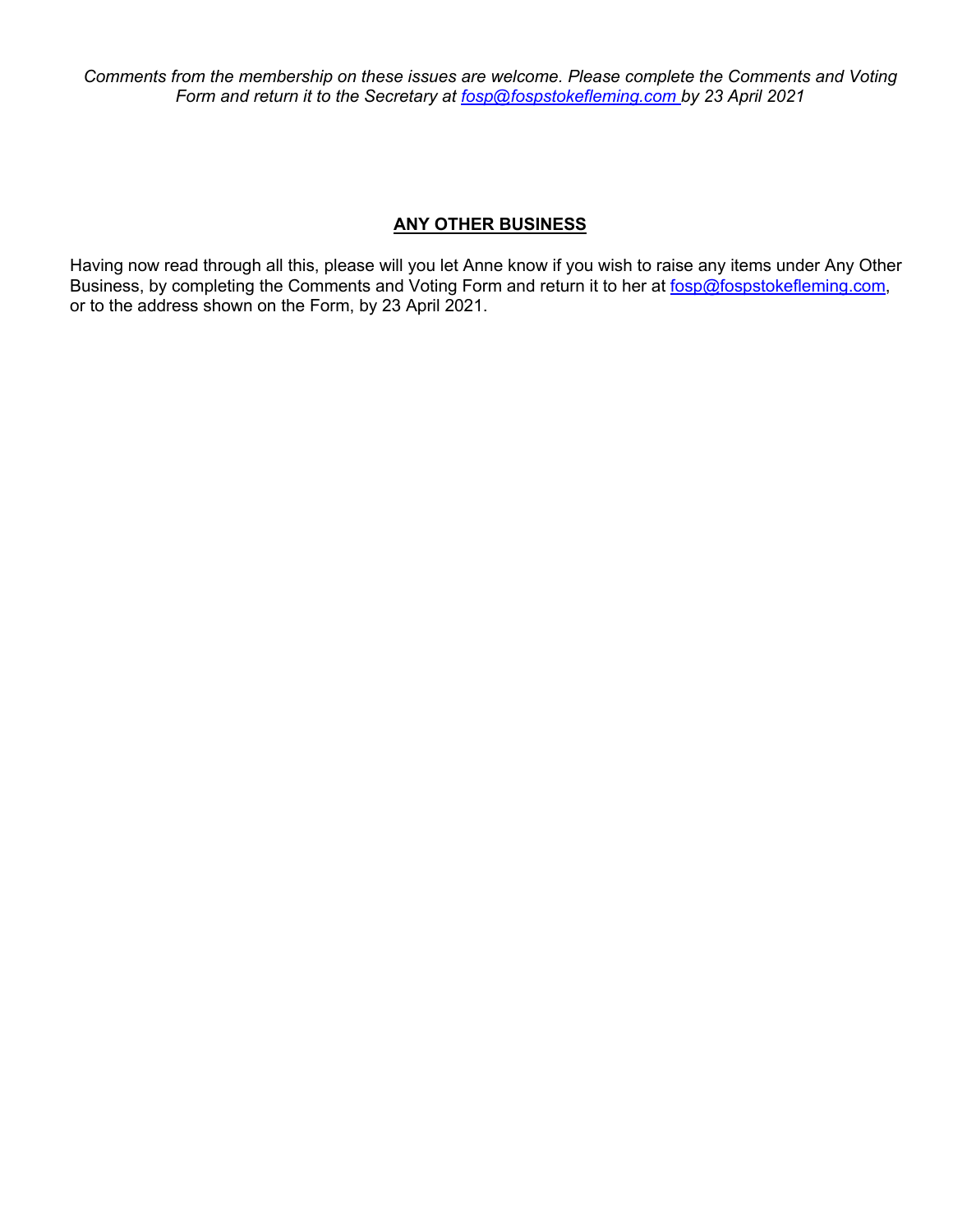*Comments from the membership on these issues are welcome. Please complete the Comments and Voting Form and return it to the Secretary at fosp@fospstokefleming.com by 23 April 2021*

## ANY OTHER BUSINESS

Having now read through all this, please will you let Anne know if you wish to raise any items under Any Other Business, by completing the Comments and Voting Form and return it to her at fosp@fospstokefleming.com, or to the address shown on the Form, by 23 April 2021.